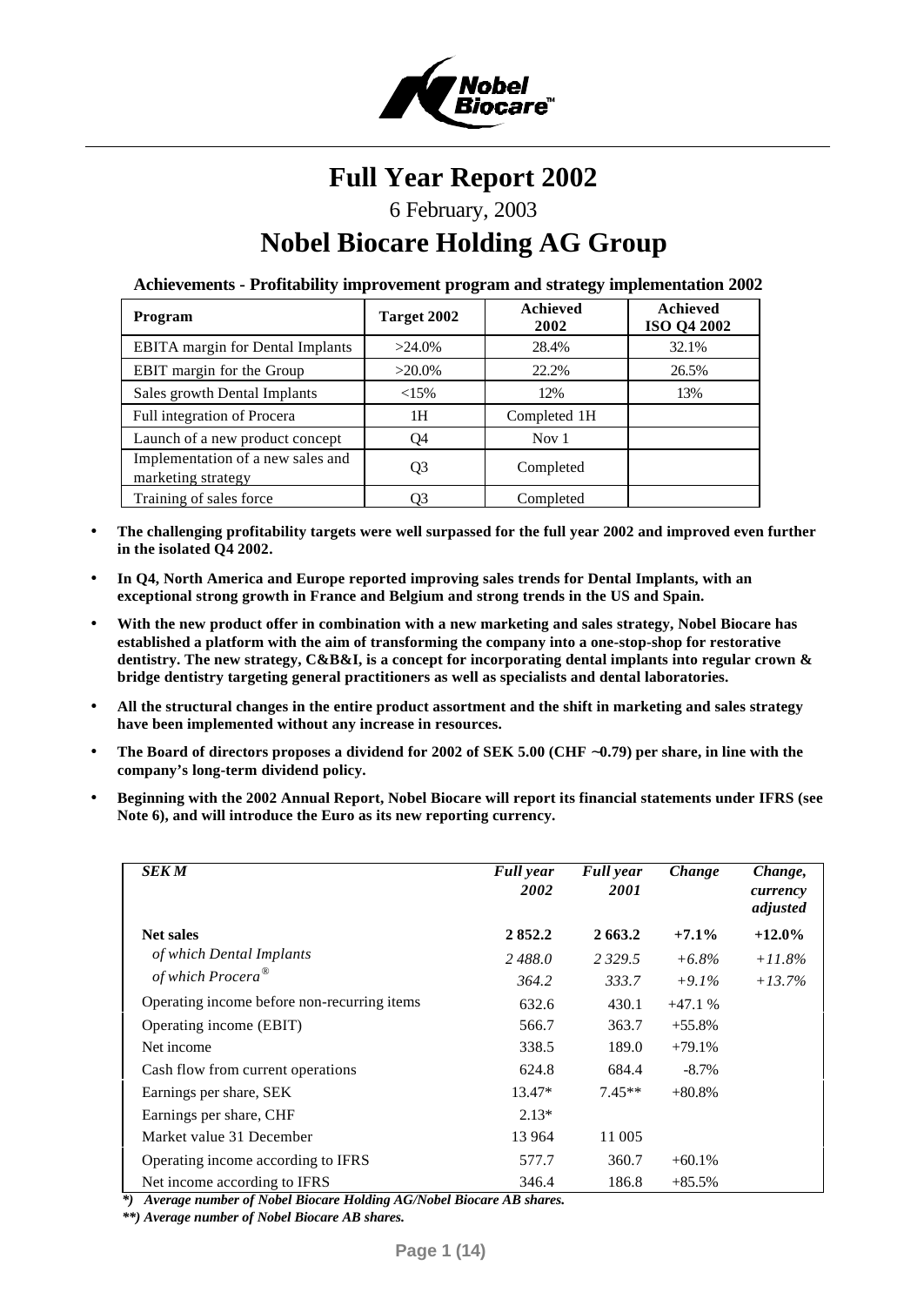# Full Year Report 2002

6 February, 2003

# Nobel Biocare Holding AG Group

**Achievements - Profitability improvement program and strategy implementation 2002**

| Program | Target 2002 | Achieved 2002 | Achieved ISO Q4 2002 |
|---|---|---|---|
| EBITA margin for Dental Implants | >24.0% | 28.4% | 32.1% |
| EBIT margin for the Group | >20.0% | 22.2% | 26.5% |
| Sales growth Dental Implants | <15% | 12% | 13% |
| Full integration of Procera | 1H | Completed 1H | |
| Launch of a new product concept | Q4 | Nov 1 | |
| Implementation of a new sales and marketing strategy | Q3 | Completed | |
| Training of sales force | Q3 | Completed | |

- **The challenging profitability targets were well surpassed for the full year 2002 and improved even further in the isolated Q4 2002.**
- **In Q4, North America and Europe reported improving sales trends for Dental Implants, with an exceptional strong growth in France and Belgium and strong trends in the US and Spain.**
- **With the new product offer in combination with a new marketing and sales strategy, Nobel Biocare has established a platform with the aim of transforming the company into a one-stop-shop for restorative dentistry. The new strategy, C&B&I, is a concept for incorporating dental implants into regular crown & bridge dentistry targeting general practitioners as well as specialists and dental laboratories.**
- **All the structural changes in the entire product assortment and the shift in marketing and sales strategy have been implemented without any increase in resources.**
- **The Board of directors proposes a dividend for 2002 of SEK 5.00 (CHF ~0.79) per share, in line with the company's long-term dividend policy.**
- **Beginning with the 2002 Annual Report, Nobel Biocare will report its financial statements under IFRS (see Note 6), and will introduce the Euro as its new reporting currency.**

| *SEK M* | *Full year 2002* | *Full year 2001* | *Change* | *Change, currency adjusted* |
|---|---|---|---|---|
| **Net sales** | **2 852.2** | **2 663.2** | **+7.1%** | **+12.0%** |
| *of which Dental Implants* | *2 488.0* | *2 329.5* | *+6.8%* | *+11.8%* |
| *of which Procera®* | *364.2* | *333.7* | *+9.1%* | *+13.7%* |
| Operating income before non-recurring items | 632.6 | 430.1 | +47.1 % | |
| Operating income (EBIT) | 566.7 | 363.7 | +55.8% | |
| Net income | 338.5 | 189.0 | +79.1% | |
| Cash flow from current operations | 624.8 | 684.4 | -8.7% | |
| Earnings per share, SEK | 13.47* | 7.45** | +80.8% | |
| Earnings per share, CHF | 2.13* | | | |
| Market value 31 December | 13 964 | 11 005 | | |
| Operating income according to IFRS | 577.7 | 360.7 | +60.1% | |
| Net income according to IFRS | 346.4 | 186.8 | +85.5% | |

***) Average number of Nobel Biocare Holding AG/Nobel Biocare AB shares.**

****) Average number of Nobel Biocare AB shares.**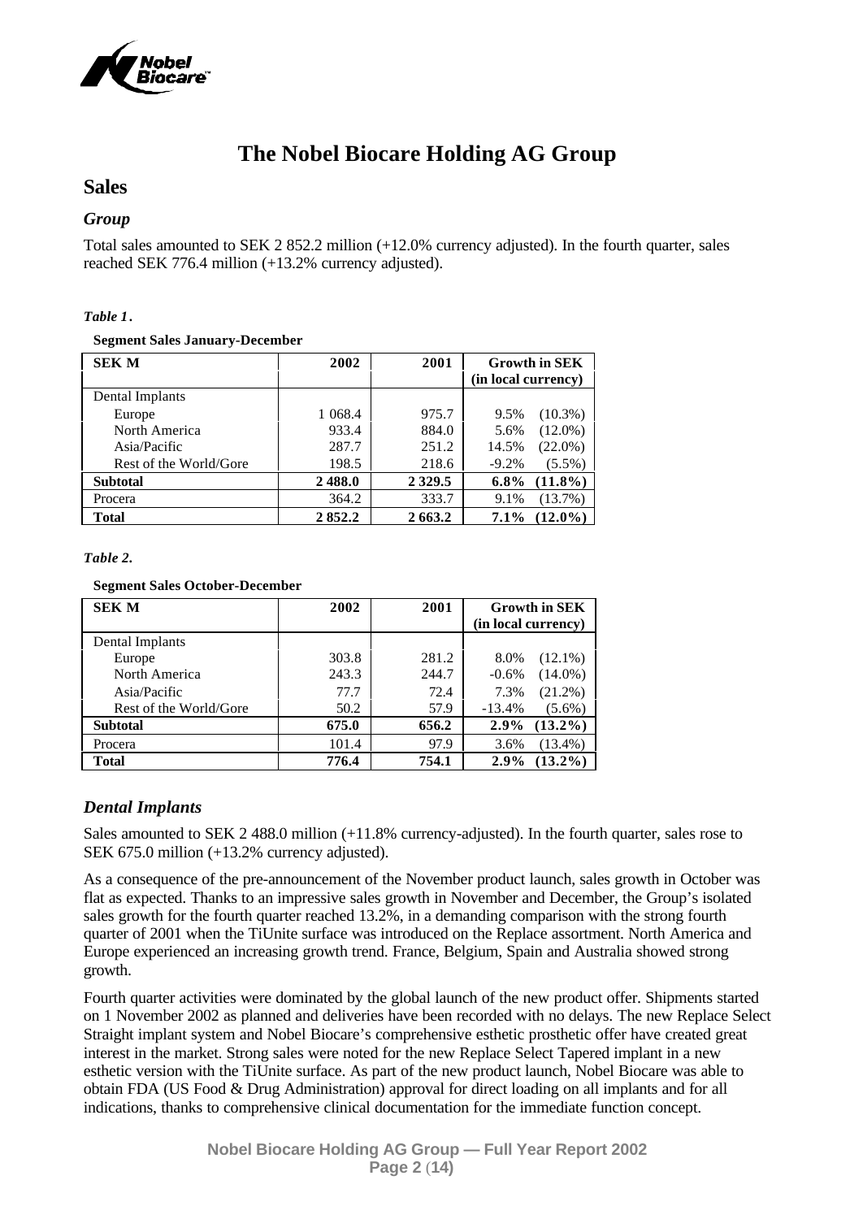# The Nobel Biocare Holding AG Group

## Sales

### *Group*

Total sales amounted to SEK 2 852.2 million (+12.0% currency adjusted). In the fourth quarter, sales reached SEK 776.4 million (+13.2% currency adjusted).

***Table 1.***

**Segment Sales January-December**

| SEK M | 2002 | 2001 | Growth in SEK (in local currency) | |
|---|---|---|---|---|
| Dental Implants | | | | |
| Europe | 1 068.4 | 975.7 | 9.5% | (10.3%) |
| North America | 933.4 | 884.0 | 5.6% | (12.0%) |
| Asia/Pacific | 287.7 | 251.2 | 14.5% | (22.0%) |
| Rest of the World/Gore | 198.5 | 218.6 | -9.2% | (5.5%) |
| **Subtotal** | **2 488.0** | **2 329.5** | **6.8%** | **(11.8%)** |
| Procera | 364.2 | 333.7 | 9.1% | (13.7%) |
| **Total** | **2 852.2** | **2 663.2** | **7.1%** | **(12.0%)** |

***Table 2.***

**Segment Sales October-December**

| SEK M | 2002 | 2001 | Growth in SEK (in local currency) | |
|---|---|---|---|---|
| Dental Implants | | | | |
| Europe | 303.8 | 281.2 | 8.0% | (12.1%) |
| North America | 243.3 | 244.7 | -0.6% | (14.0%) |
| Asia/Pacific | 77.7 | 72.4 | 7.3% | (21.2%) |
| Rest of the World/Gore | 50.2 | 57.9 | -13.4% | (5.6%) |
| **Subtotal** | **675.0** | **656.2** | **2.9%** | **(13.2%)** |
| Procera | 101.4 | 97.9 | 3.6% | (13.4%) |
| **Total** | **776.4** | **754.1** | **2.9%** | **(13.2%)** |

### *Dental Implants*

Sales amounted to SEK 2 488.0 million (+11.8% currency-adjusted). In the fourth quarter, sales rose to SEK 675.0 million (+13.2% currency adjusted).

As a consequence of the pre-announcement of the November product launch, sales growth in October was flat as expected. Thanks to an impressive sales growth in November and December, the Group's isolated sales growth for the fourth quarter reached 13.2%, in a demanding comparison with the strong fourth quarter of 2001 when the TiUnite surface was introduced on the Replace assortment. North America and Europe experienced an increasing growth trend. France, Belgium, Spain and Australia showed strong growth.

Fourth quarter activities were dominated by the global launch of the new product offer. Shipments started on 1 November 2002 as planned and deliveries have been recorded with no delays. The new Replace Select Straight implant system and Nobel Biocare's comprehensive esthetic prosthetic offer have created great interest in the market. Strong sales were noted for the new Replace Select Tapered implant in a new esthetic version with the TiUnite surface. As part of the new product launch, Nobel Biocare was able to obtain FDA (US Food & Drug Administration) approval for direct loading on all implants and for all indications, thanks to comprehensive clinical documentation for the immediate function concept.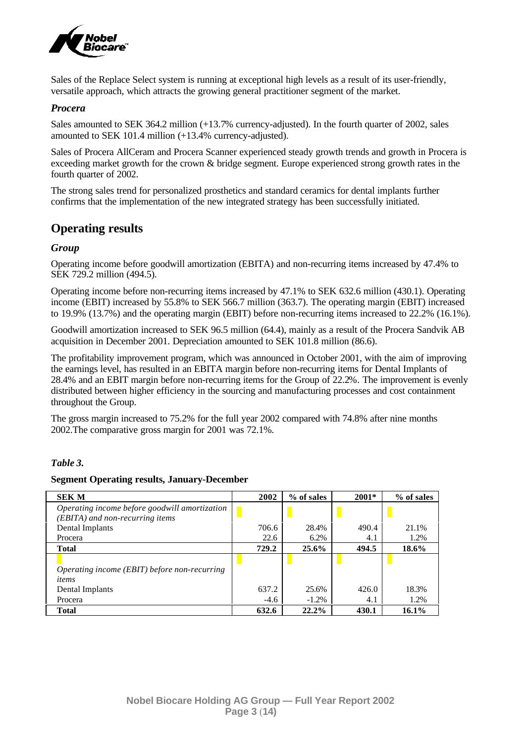Sales of the Replace Select system is running at exceptional high levels as a result of its user-friendly, versatile approach, which attracts the growing general practitioner segment of the market.

### *Procera*

Sales amounted to SEK 364.2 million (+13.7% currency-adjusted). In the fourth quarter of 2002, sales amounted to SEK 101.4 million (+13.4% currency-adjusted).

Sales of Procera AllCeram and Procera Scanner experienced steady growth trends and growth in Procera is exceeding market growth for the crown & bridge segment. Europe experienced strong growth rates in the fourth quarter of 2002.

The strong sales trend for personalized prosthetics and standard ceramics for dental implants further confirms that the implementation of the new integrated strategy has been successfully initiated.

## Operating results

### *Group*

Operating income before goodwill amortization (EBITA) and non-recurring items increased by 47.4% to SEK 729.2 million (494.5).

Operating income before non-recurring items increased by 47.1% to SEK 632.6 million (430.1). Operating income (EBIT) increased by 55.8% to SEK 566.7 million (363.7). The operating margin (EBIT) increased to 19.9% (13.7%) and the operating margin (EBIT) before non-recurring items increased to 22.2% (16.1%).

Goodwill amortization increased to SEK 96.5 million (64.4), mainly as a result of the Procera Sandvik AB acquisition in December 2001. Depreciation amounted to SEK 101.8 million (86.6).

The profitability improvement program, which was announced in October 2001, with the aim of improving the earnings level, has resulted in an EBITA margin before non-recurring items for Dental Implants of 28.4% and an EBIT margin before non-recurring items for the Group of 22.2%. The improvement is evenly distributed between higher efficiency in the sourcing and manufacturing processes and cost containment throughout the Group.

The gross margin increased to 75.2% for the full year 2002 compared with 74.8% after nine months 2002.The comparative gross margin for 2001 was 72.1%.

***Table 3.***

**Segment Operating results, January-December**

| **SEK M** | **2002** | **% of sales** | **2001\*** | **% of sales** |
|---|---|---|---|---|
| *Operating income before goodwill amortization (EBITA) and non-recurring items* | | | | |
| Dental Implants | 706.6 | 28.4% | 490.4 | 21.1% |
| Procera | 22.6 | 6.2% | 4.1 | 1.2% |
| **Total** | **729.2** | **25.6%** | **494.5** | **18.6%** |
| *Operating income (EBIT) before non-recurring items* | | | | |
| Dental Implants | 637.2 | 25.6% | 426.0 | 18.3% |
| Procera | -4.6 | -1.2% | 4.1 | 1.2% |
| **Total** | **632.6** | **22.2%** | **430.1** | **16.1%** |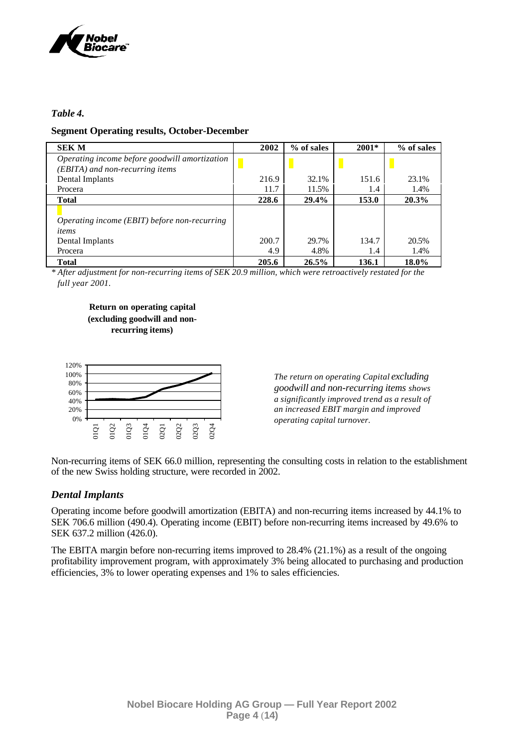*Table 4.*

**Segment Operating results, October-December**

| SEK M | 2002 | % of sales | 2001* | % of sales |
|---|---|---|---|---|
| *Operating income before goodwill amortization (EBITA) and non-recurring items* | | | | |
| Dental Implants | 216.9 | 32.1% | 151.6 | 23.1% |
| Procera | 11.7 | 11.5% | 1.4 | 1.4% |
| **Total** | **228.6** | **29.4%** | **153.0** | **20.3%** |
| *Operating income (EBIT) before non-recurring items* | | | | |
| Dental Implants | 200.7 | 29.7% | 134.7 | 20.5% |
| Procera | 4.9 | 4.8% | 1.4 | 1.4% |
| **Total** | **205.6** | **26.5%** | **136.1** | **18.0%** |

*\* After adjustment for non-recurring items of SEK 20.9 million, which were retroactively restated for the full year 2001.*

**Return on operating capital (excluding goodwill and non-recurring items)**

*The return on operating Capital excluding goodwill and non-recurring items shows a significantly improved trend as a result of an increased EBIT margin and improved operating capital turnover.*

Non-recurring items of SEK 66.0 million, representing the consulting costs in relation to the establishment of the new Swiss holding structure, were recorded in 2002.

## *Dental Implants*

Operating income before goodwill amortization (EBITA) and non-recurring items increased by 44.1% to SEK 706.6 million (490.4). Operating income (EBIT) before non-recurring items increased by 49.6% to SEK 637.2 million (426.0).

The EBITA margin before non-recurring items improved to 28.4% (21.1%) as a result of the ongoing profitability improvement program, with approximately 3% being allocated to purchasing and production efficiencies, 3% to lower operating expenses and 1% to sales efficiencies.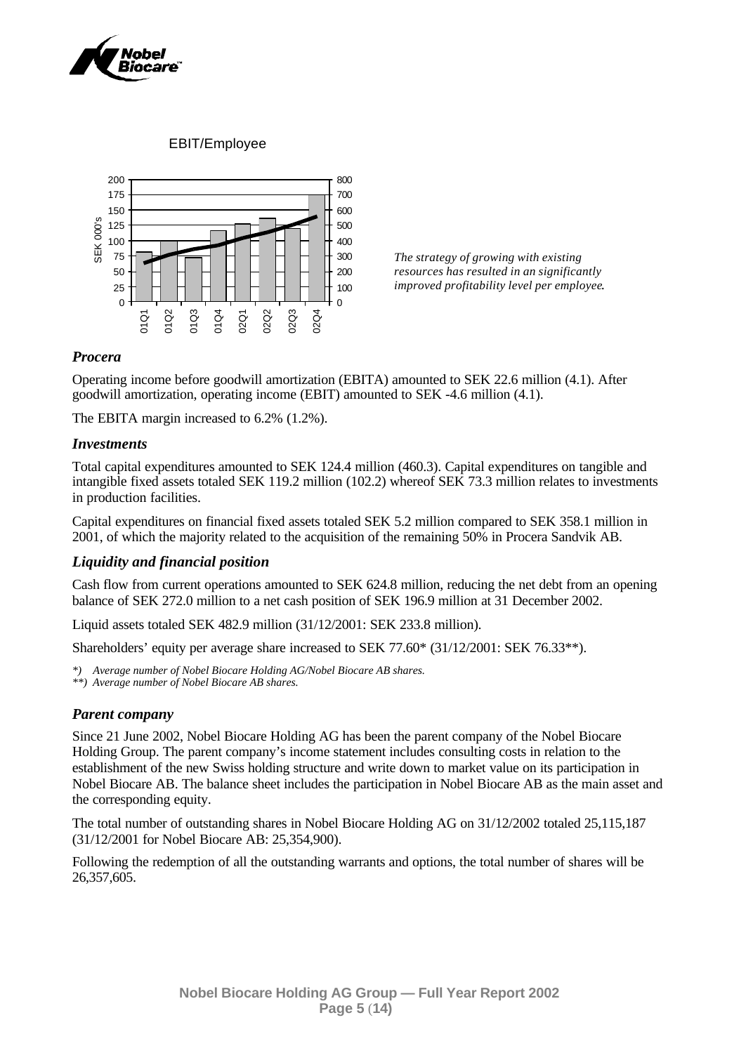EBIT/Employee

*The strategy of growing with existing resources has resulted in an significantly improved profitability level per employee.*

### *Procera*

Operating income before goodwill amortization (EBITA) amounted to SEK 22.6 million (4.1). After goodwill amortization, operating income (EBIT) amounted to SEK -4.6 million (4.1).

The EBITA margin increased to 6.2% (1.2%).

### *Investments*

Total capital expenditures amounted to SEK 124.4 million (460.3). Capital expenditures on tangible and intangible fixed assets totaled SEK 119.2 million (102.2) whereof SEK 73.3 million relates to investments in production facilities.

Capital expenditures on financial fixed assets totaled SEK 5.2 million compared to SEK 358.1 million in 2001, of which the majority related to the acquisition of the remaining 50% in Procera Sandvik AB.

### *Liquidity and financial position*

Cash flow from current operations amounted to SEK 624.8 million, reducing the net debt from an opening balance of SEK 272.0 million to a net cash position of SEK 196.9 million at 31 December 2002.

Liquid assets totaled SEK 482.9 million (31/12/2001: SEK 233.8 million).

Shareholders' equity per average share increased to SEK 77.60* (31/12/2001: SEK 76.33**).

*\*) Average number of Nobel Biocare Holding AG/Nobel Biocare AB shares.*
*\*\*) Average number of Nobel Biocare AB shares.*

### *Parent company*

Since 21 June 2002, Nobel Biocare Holding AG has been the parent company of the Nobel Biocare Holding Group. The parent company's income statement includes consulting costs in relation to the establishment of the new Swiss holding structure and write down to market value on its participation in Nobel Biocare AB. The balance sheet includes the participation in Nobel Biocare AB as the main asset and the corresponding equity.

The total number of outstanding shares in Nobel Biocare Holding AG on 31/12/2002 totaled 25,115,187 (31/12/2001 for Nobel Biocare AB: 25,354,900).

Following the redemption of all the outstanding warrants and options, the total number of shares will be 26,357,605.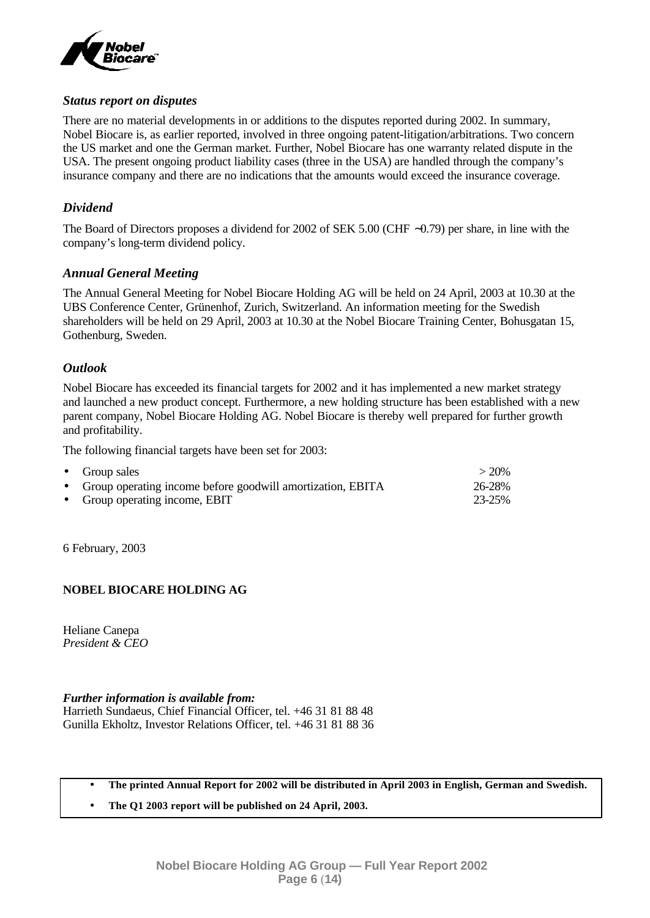### *Status report on disputes*

There are no material developments in or additions to the disputes reported during 2002. In summary, Nobel Biocare is, as earlier reported, involved in three ongoing patent-litigation/arbitrations. Two concern the US market and one the German market. Further, Nobel Biocare has one warranty related dispute in the USA. The present ongoing product liability cases (three in the USA) are handled through the company's insurance company and there are no indications that the amounts would exceed the insurance coverage.

### *Dividend*

The Board of Directors proposes a dividend for 2002 of SEK 5.00 (CHF ~0.79) per share, in line with the company's long-term dividend policy.

### *Annual General Meeting*

The Annual General Meeting for Nobel Biocare Holding AG will be held on 24 April, 2003 at 10.30 at the UBS Conference Center, Grünenhof, Zurich, Switzerland. An information meeting for the Swedish shareholders will be held on 29 April, 2003 at 10.30 at the Nobel Biocare Training Center, Bohusgatan 15, Gothenburg, Sweden.

### *Outlook*

Nobel Biocare has exceeded its financial targets for 2002 and it has implemented a new market strategy and launched a new product concept. Furthermore, a new holding structure has been established with a new parent company, Nobel Biocare Holding AG. Nobel Biocare is thereby well prepared for further growth and profitability.

The following financial targets have been set for 2003:

- Group sales > 20%
- Group operating income before goodwill amortization, EBITA 26-28%
- Group operating income, EBIT 23-25%

6 February, 2003

**NOBEL BIOCARE HOLDING AG**

Heliane Canepa
*President & CEO*

***Further information is available from:***
Harrieth Sundaeus, Chief Financial Officer, tel. +46 31 81 88 48
Gunilla Ekholtz, Investor Relations Officer, tel. +46 31 81 88 36

- **The printed Annual Report for 2002 will be distributed in April 2003 in English, German and Swedish.**
- **The Q1 2003 report will be published on 24 April, 2003.**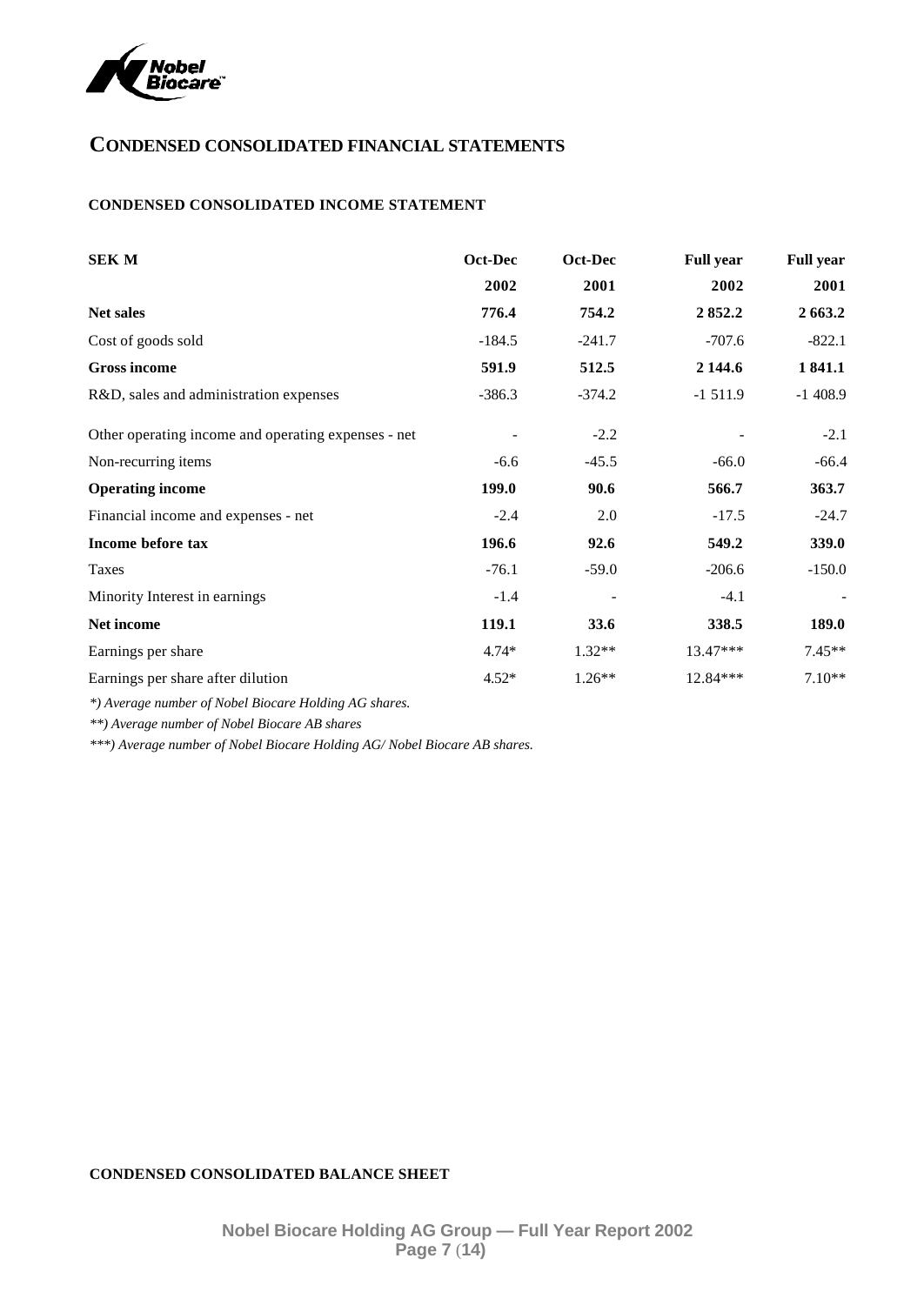# CONDENSED CONSOLIDATED FINANCIAL STATEMENTS

## CONDENSED CONSOLIDATED INCOME STATEMENT

| SEK M | Oct-Dec 2002 | Oct-Dec 2001 | Full year 2002 | Full year 2001 |
|---|---|---|---|---|
| **Net sales** | **776.4** | **754.2** | **2 852.2** | **2 663.2** |
| Cost of goods sold | -184.5 | -241.7 | -707.6 | -822.1 |
| **Gross income** | **591.9** | **512.5** | **2 144.6** | **1 841.1** |
| R&D, sales and administration expenses | -386.3 | -374.2 | -1 511.9 | -1 408.9 |
| Other operating income and operating expenses - net | - | -2.2 | - | -2.1 |
| Non-recurring items | -6.6 | -45.5 | -66.0 | -66.4 |
| **Operating income** | **199.0** | **90.6** | **566.7** | **363.7** |
| Financial income and expenses - net | -2.4 | 2.0 | -17.5 | -24.7 |
| **Income before tax** | **196.6** | **92.6** | **549.2** | **339.0** |
| Taxes | -76.1 | -59.0 | -206.6 | -150.0 |
| Minority Interest in earnings | -1.4 | - | -4.1 | - |
| **Net income** | **119.1** | **33.6** | **338.5** | **189.0** |
| Earnings per share | 4.74* | 1.32** | 13.47*** | 7.45** |
| Earnings per share after dilution | 4.52* | 1.26** | 12.84*** | 7.10** |

*\*) Average number of Nobel Biocare Holding AG shares.*

*\*\*) Average number of Nobel Biocare AB shares*

*\*\*\*) Average number of Nobel Biocare Holding AG/ Nobel Biocare AB shares.*

## CONDENSED CONSOLIDATED BALANCE SHEET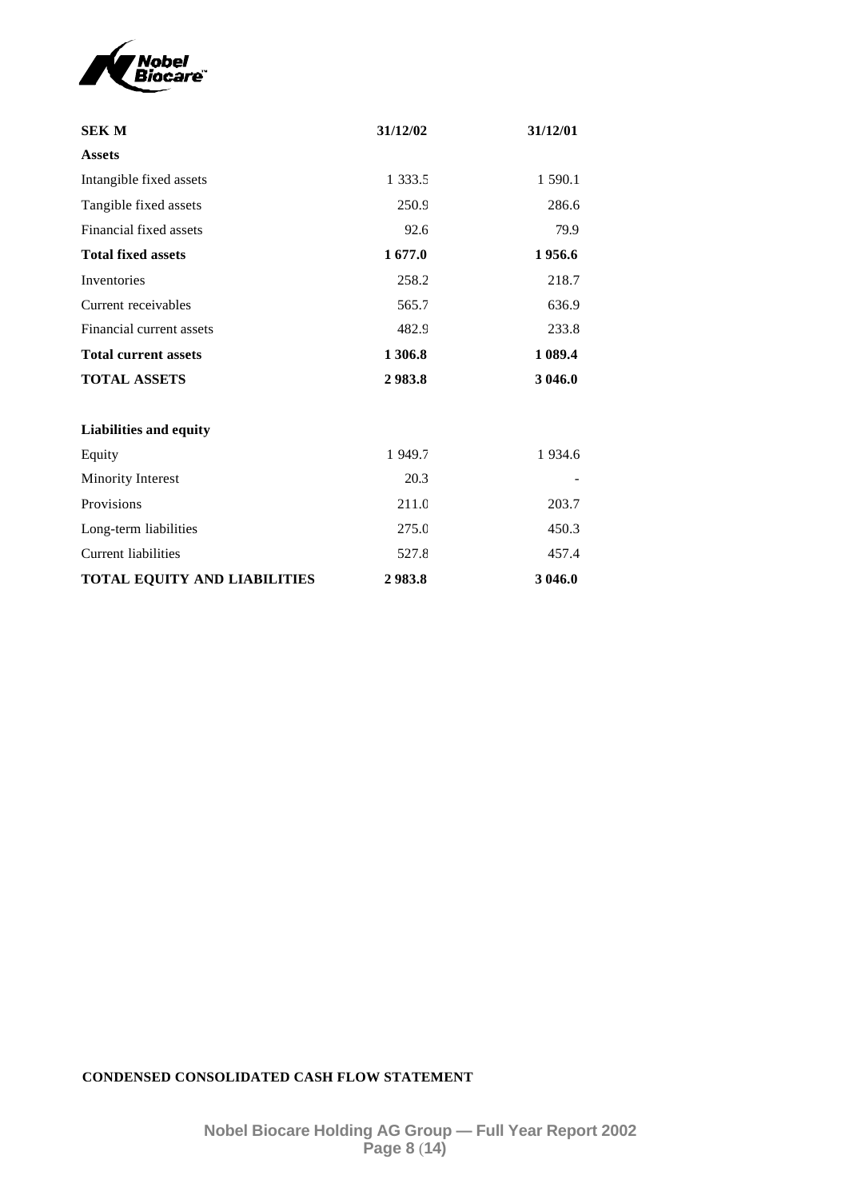| SEK M | 31/12/02 | 31/12/01 |
| --- | --- | --- |
| **Assets** | | |
| Intangible fixed assets | 1 333.5 | 1 590.1 |
| Tangible fixed assets | 250.9 | 286.6 |
| Financial fixed assets | 92.6 | 79.9 |
| **Total fixed assets** | **1 677.0** | **1 956.6** |
| Inventories | 258.2 | 218.7 |
| Current receivables | 565.7 | 636.9 |
| Financial current assets | 482.9 | 233.8 |
| **Total current assets** | **1 306.8** | **1 089.4** |
| **TOTAL ASSETS** | **2 983.8** | **3 046.0** |
| | | |
| **Liabilities and equity** | | |
| Equity | 1 949.7 | 1 934.6 |
| Minority Interest | 20.3 | - |
| Provisions | 211.0 | 203.7 |
| Long-term liabilities | 275.0 | 450.3 |
| Current liabilities | 527.8 | 457.4 |
| **TOTAL EQUITY AND LIABILITIES** | **2 983.8** | **3 046.0** |

**CONDENSED CONSOLIDATED CASH FLOW STATEMENT**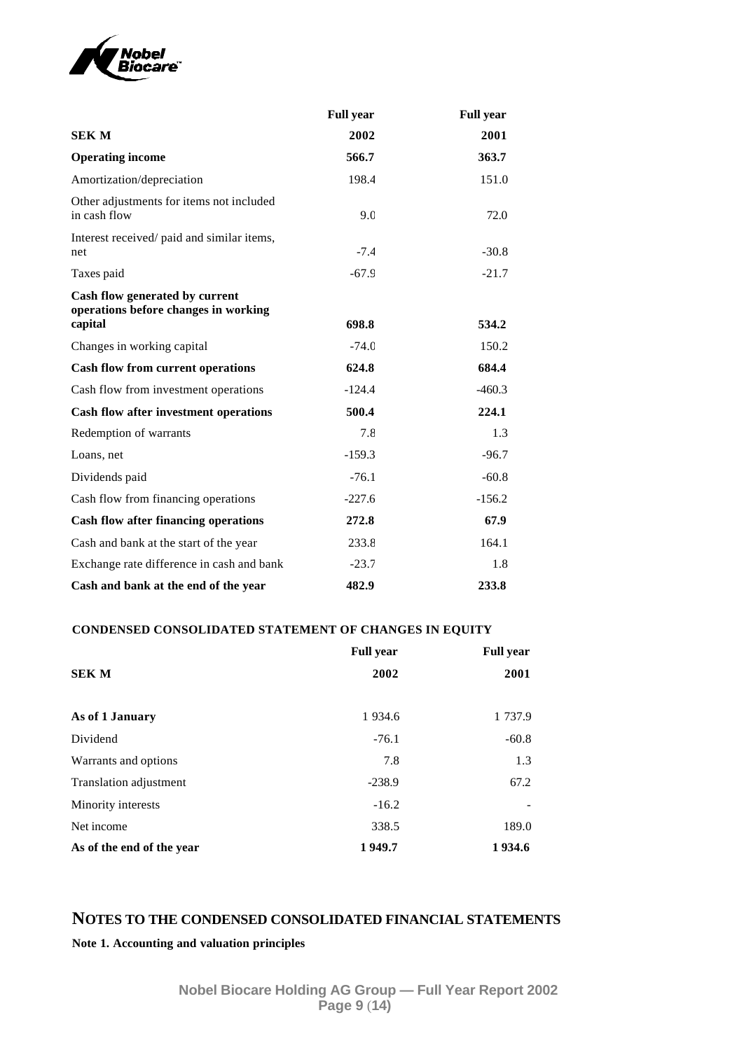| SEK M | Full year 2002 | Full year 2001 |
| --- | --- | --- |
| **Operating income** | **566.7** | **363.7** |
| Amortization/depreciation | 198.4 | 151.0 |
| Other adjustments for items not included in cash flow | 9.0 | 72.0 |
| Interest received/ paid and similar items, net | -7.4 | -30.8 |
| Taxes paid | -67.9 | -21.7 |
| **Cash flow generated by current operations before changes in working capital** | **698.8** | **534.2** |
| Changes in working capital | -74.0 | 150.2 |
| **Cash flow from current operations** | **624.8** | **684.4** |
| Cash flow from investment operations | -124.4 | -460.3 |
| **Cash flow after investment operations** | **500.4** | **224.1** |
| Redemption of warrants | 7.8 | 1.3 |
| Loans, net | -159.3 | -96.7 |
| Dividends paid | -76.1 | -60.8 |
| Cash flow from financing operations | -227.6 | -156.2 |
| **Cash flow after financing operations** | **272.8** | **67.9** |
| Cash and bank at the start of the year | 233.8 | 164.1 |
| Exchange rate difference in cash and bank | -23.7 | 1.8 |
| **Cash and bank at the end of the year** | **482.9** | **233.8** |

**CONDENSED CONSOLIDATED STATEMENT OF CHANGES IN EQUITY**

| SEK M | Full year 2002 | Full year 2001 |
| --- | --- | --- |
| **As of 1 January** | 1 934.6 | 1 737.9 |
| Dividend | -76.1 | -60.8 |
| Warrants and options | 7.8 | 1.3 |
| Translation adjustment | -238.9 | 67.2 |
| Minority interests | -16.2 | - |
| Net income | 338.5 | 189.0 |
| **As of the end of the year** | **1 949.7** | **1 934.6** |

## NOTES TO THE CONDENSED CONSOLIDATED FINANCIAL STATEMENTS

**Note 1. Accounting and valuation principles**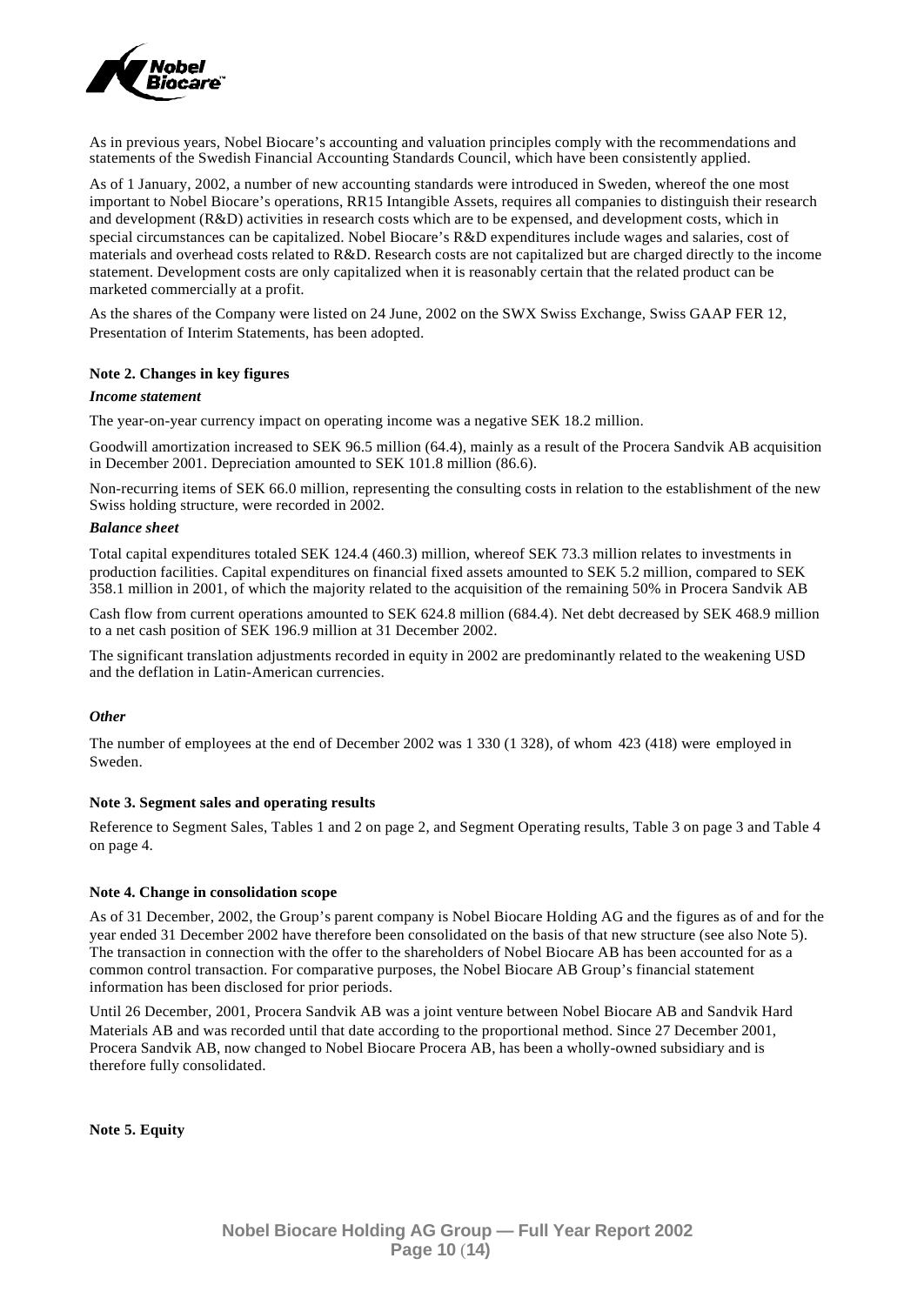As in previous years, Nobel Biocare's accounting and valuation principles comply with the recommendations and statements of the Swedish Financial Accounting Standards Council, which have been consistently applied.

As of 1 January, 2002, a number of new accounting standards were introduced in Sweden, whereof the one most important to Nobel Biocare's operations, RR15 Intangible Assets, requires all companies to distinguish their research and development (R&D) activities in research costs which are to be expensed, and development costs, which in special circumstances can be capitalized. Nobel Biocare's R&D expenditures include wages and salaries, cost of materials and overhead costs related to R&D. Research costs are not capitalized but are charged directly to the income statement. Development costs are only capitalized when it is reasonably certain that the related product can be marketed commercially at a profit.

As the shares of the Company were listed on 24 June, 2002 on the SWX Swiss Exchange, Swiss GAAP FER 12, Presentation of Interim Statements, has been adopted.

**Note 2. Changes in key figures**

***Income statement***

The year-on-year currency impact on operating income was a negative SEK 18.2 million.

Goodwill amortization increased to SEK 96.5 million (64.4), mainly as a result of the Procera Sandvik AB acquisition in December 2001. Depreciation amounted to SEK 101.8 million (86.6).

Non-recurring items of SEK 66.0 million, representing the consulting costs in relation to the establishment of the new Swiss holding structure, were recorded in 2002.

***Balance sheet***

Total capital expenditures totaled SEK 124.4 (460.3) million, whereof SEK 73.3 million relates to investments in production facilities. Capital expenditures on financial fixed assets amounted to SEK 5.2 million, compared to SEK 358.1 million in 2001, of which the majority related to the acquisition of the remaining 50% in Procera Sandvik AB

Cash flow from current operations amounted to SEK 624.8 million (684.4). Net debt decreased by SEK 468.9 million to a net cash position of SEK 196.9 million at 31 December 2002.

The significant translation adjustments recorded in equity in 2002 are predominantly related to the weakening USD and the deflation in Latin-American currencies.

***Other***

The number of employees at the end of December 2002 was 1 330 (1 328), of whom 423 (418) were employed in Sweden.

**Note 3. Segment sales and operating results**

Reference to Segment Sales, Tables 1 and 2 on page 2, and Segment Operating results, Table 3 on page 3 and Table 4 on page 4.

**Note 4. Change in consolidation scope**

As of 31 December, 2002, the Group's parent company is Nobel Biocare Holding AG and the figures as of and for the year ended 31 December 2002 have therefore been consolidated on the basis of that new structure (see also Note 5). The transaction in connection with the offer to the shareholders of Nobel Biocare AB has been accounted for as a common control transaction. For comparative purposes, the Nobel Biocare AB Group's financial statement information has been disclosed for prior periods.

Until 26 December, 2001, Procera Sandvik AB was a joint venture between Nobel Biocare AB and Sandvik Hard Materials AB and was recorded until that date according to the proportional method. Since 27 December 2001, Procera Sandvik AB, now changed to Nobel Biocare Procera AB, has been a wholly-owned subsidiary and is therefore fully consolidated.

**Note 5. Equity**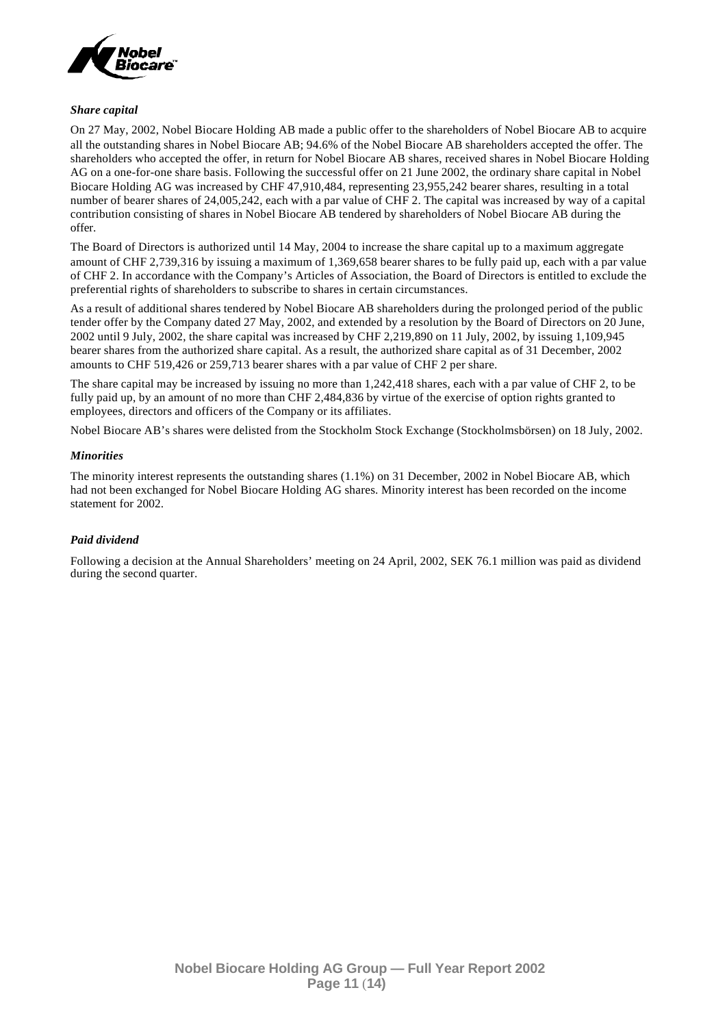### *Share capital*

On 27 May, 2002, Nobel Biocare Holding AB made a public offer to the shareholders of Nobel Biocare AB to acquire all the outstanding shares in Nobel Biocare AB; 94.6% of the Nobel Biocare AB shareholders accepted the offer. The shareholders who accepted the offer, in return for Nobel Biocare AB shares, received shares in Nobel Biocare Holding AG on a one-for-one share basis. Following the successful offer on 21 June 2002, the ordinary share capital in Nobel Biocare Holding AG was increased by CHF 47,910,484, representing 23,955,242 bearer shares, resulting in a total number of bearer shares of 24,005,242, each with a par value of CHF 2. The capital was increased by way of a capital contribution consisting of shares in Nobel Biocare AB tendered by shareholders of Nobel Biocare AB during the offer.

The Board of Directors is authorized until 14 May, 2004 to increase the share capital up to a maximum aggregate amount of CHF 2,739,316 by issuing a maximum of 1,369,658 bearer shares to be fully paid up, each with a par value of CHF 2. In accordance with the Company's Articles of Association, the Board of Directors is entitled to exclude the preferential rights of shareholders to subscribe to shares in certain circumstances.

As a result of additional shares tendered by Nobel Biocare AB shareholders during the prolonged period of the public tender offer by the Company dated 27 May, 2002, and extended by a resolution by the Board of Directors on 20 June, 2002 until 9 July, 2002, the share capital was increased by CHF 2,219,890 on 11 July, 2002, by issuing 1,109,945 bearer shares from the authorized share capital. As a result, the authorized share capital as of 31 December, 2002 amounts to CHF 519,426 or 259,713 bearer shares with a par value of CHF 2 per share.

The share capital may be increased by issuing no more than 1,242,418 shares, each with a par value of CHF 2, to be fully paid up, by an amount of no more than CHF 2,484,836 by virtue of the exercise of option rights granted to employees, directors and officers of the Company or its affiliates.

Nobel Biocare AB's shares were delisted from the Stockholm Stock Exchange (Stockholmsbörsen) on 18 July, 2002.

### *Minorities*

The minority interest represents the outstanding shares (1.1%) on 31 December, 2002 in Nobel Biocare AB, which had not been exchanged for Nobel Biocare Holding AG shares. Minority interest has been recorded on the income statement for 2002.

### *Paid dividend*

Following a decision at the Annual Shareholders' meeting on 24 April, 2002, SEK 76.1 million was paid as dividend during the second quarter.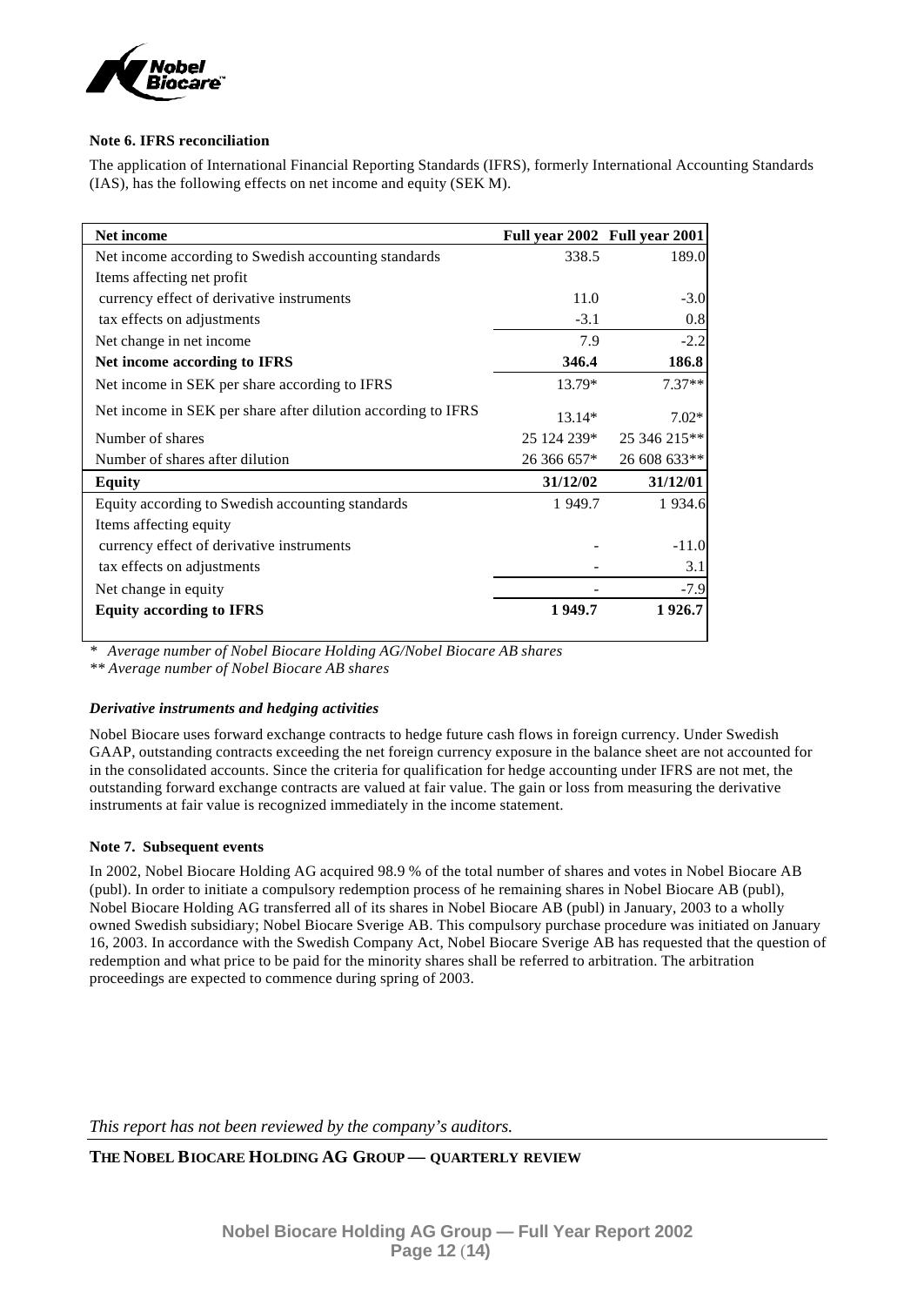**Note 6. IFRS reconciliation**

The application of International Financial Reporting Standards (IFRS), formerly International Accounting Standards (IAS), has the following effects on net income and equity (SEK M).

| **Net income** | **Full year 2002** | **Full year 2001** |
|---|---|---|
| Net income according to Swedish accounting standards | 338.5 | 189.0 |
| Items affecting net profit | | |
| currency effect of derivative instruments | 11.0 | -3.0 |
| tax effects on adjustments | -3.1 | 0.8 |
| Net change in net income | 7.9 | -2.2 |
| **Net income according to IFRS** | **346.4** | **186.8** |
| Net income in SEK per share according to IFRS | 13.79* | 7.37** |
| Net income in SEK per share after dilution according to IFRS | 13.14* | 7.02* |
| Number of shares | 25 124 239* | 25 346 215** |
| Number of shares after dilution | 26 366 657* | 26 608 633** |
| **Equity** | **31/12/02** | **31/12/01** |
| Equity according to Swedish accounting standards | 1 949.7 | 1 934.6 |
| Items affecting equity | | |
| currency effect of derivative instruments | - | -11.0 |
| tax effects on adjustments | - | 3.1 |
| Net change in equity | - | -7.9 |
| **Equity according to IFRS** | **1 949.7** | **1 926.7** |

*\* Average number of Nobel Biocare Holding AG/Nobel Biocare AB shares*

*\*\* Average number of Nobel Biocare AB shares*

***Derivative instruments and hedging activities***

Nobel Biocare uses forward exchange contracts to hedge future cash flows in foreign currency. Under Swedish GAAP, outstanding contracts exceeding the net foreign currency exposure in the balance sheet are not accounted for in the consolidated accounts. Since the criteria for qualification for hedge accounting under IFRS are not met, the outstanding forward exchange contracts are valued at fair value. The gain or loss from measuring the derivative instruments at fair value is recognized immediately in the income statement.

**Note 7. Subsequent events**

In 2002, Nobel Biocare Holding AG acquired 98.9 % of the total number of shares and votes in Nobel Biocare AB (publ). In order to initiate a compulsory redemption process of he remaining shares in Nobel Biocare AB (publ), Nobel Biocare Holding AG transferred all of its shares in Nobel Biocare AB (publ) in January, 2003 to a wholly owned Swedish subsidiary; Nobel Biocare Sverige AB. This compulsory purchase procedure was initiated on January 16, 2003. In accordance with the Swedish Company Act, Nobel Biocare Sverige AB has requested that the question of redemption and what price to be paid for the minority shares shall be referred to arbitration. The arbitration proceedings are expected to commence during spring of 2003.

*This report has not been reviewed by the company's auditors.*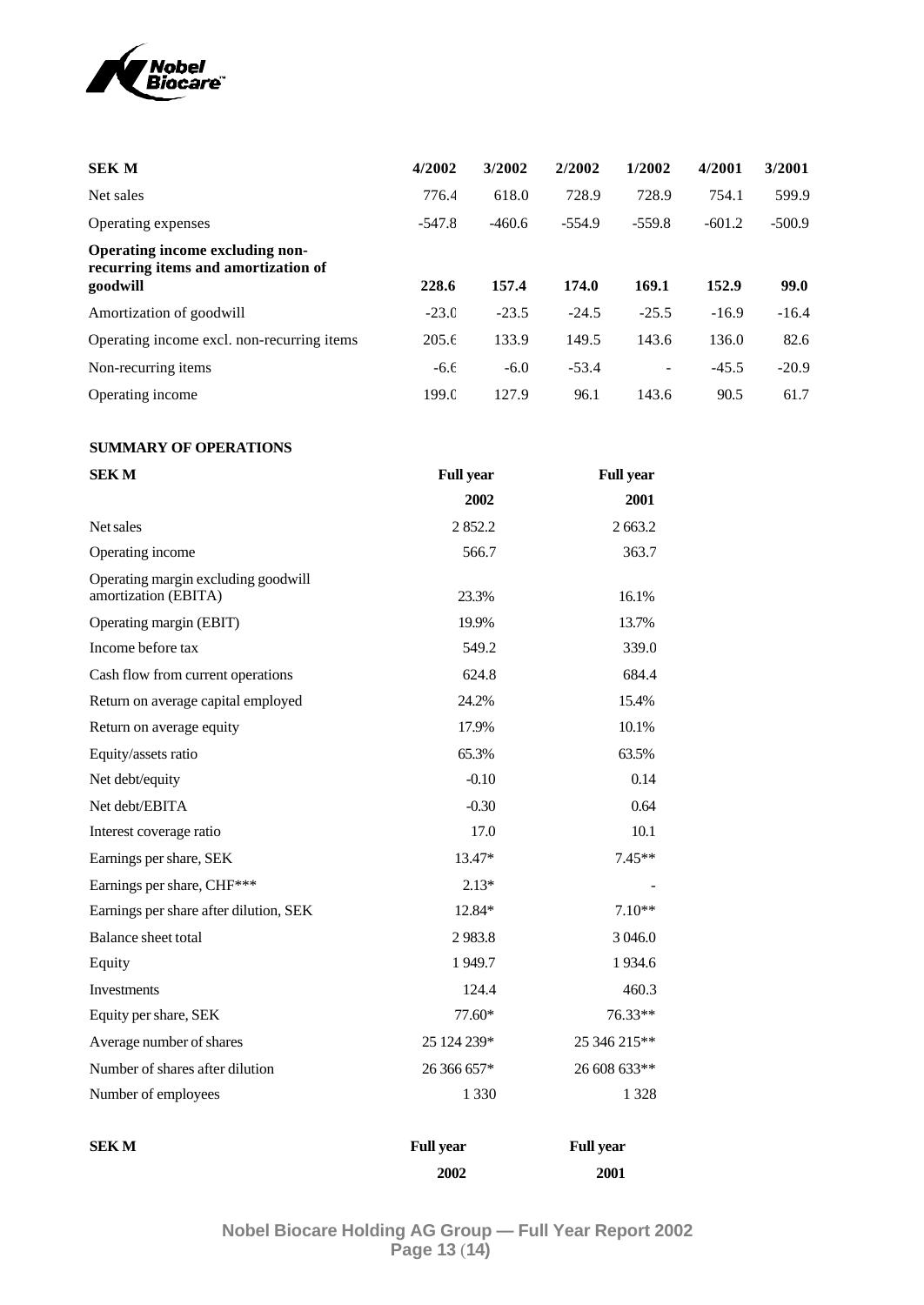| SEK M | 4/2002 | 3/2002 | 2/2002 | 1/2002 | 4/2001 | 3/2001 |
|---|---|---|---|---|---|---|
| Net sales | 776.4 | 618.0 | 728.9 | 728.9 | 754.1 | 599.9 |
| Operating expenses | -547.8 | -460.6 | -554.9 | -559.8 | -601.2 | -500.9 |
| **Operating income excluding non-recurring items and amortization of goodwill** | **228.6** | **157.4** | **174.0** | **169.1** | **152.9** | **99.0** |
| Amortization of goodwill | -23.0 | -23.5 | -24.5 | -25.5 | -16.9 | -16.4 |
| Operating income excl. non-recurring items | 205.6 | 133.9 | 149.5 | 143.6 | 136.0 | 82.6 |
| Non-recurring items | -6.6 | -6.0 | -53.4 | - | -45.5 | -20.9 |
| Operating income | 199.0 | 127.9 | 96.1 | 143.6 | 90.5 | 61.7 |

**SUMMARY OF OPERATIONS**

| SEK M | Full year 2002 | Full year 2001 |
|---|---|---|
| Net sales | 2 852.2 | 2 663.2 |
| Operating income | 566.7 | 363.7 |
| Operating margin excluding goodwill amortization (EBITA) | 23.3% | 16.1% |
| Operating margin (EBIT) | 19.9% | 13.7% |
| Income before tax | 549.2 | 339.0 |
| Cash flow from current operations | 624.8 | 684.4 |
| Return on average capital employed | 24.2% | 15.4% |
| Return on average equity | 17.9% | 10.1% |
| Equity/assets ratio | 65.3% | 63.5% |
| Net debt/equity | -0.10 | 0.14 |
| Net debt/EBITA | -0.30 | 0.64 |
| Interest coverage ratio | 17.0 | 10.1 |
| Earnings per share, SEK | 13.47* | 7.45** |
| Earnings per share, CHF*** | 2.13* | - |
| Earnings per share after dilution, SEK | 12.84* | 7.10** |
| Balance sheet total | 2 983.8 | 3 046.0 |
| Equity | 1 949.7 | 1 934.6 |
| Investments | 124.4 | 460.3 |
| Equity per share, SEK | 77.60* | 76.33** |
| Average number of shares | 25 124 239* | 25 346 215** |
| Number of shares after dilution | 26 366 657* | 26 608 633** |
| Number of employees | 1 330 | 1 328 |

| SEK M | Full year 2002 | Full year 2001 |
|---|---|---|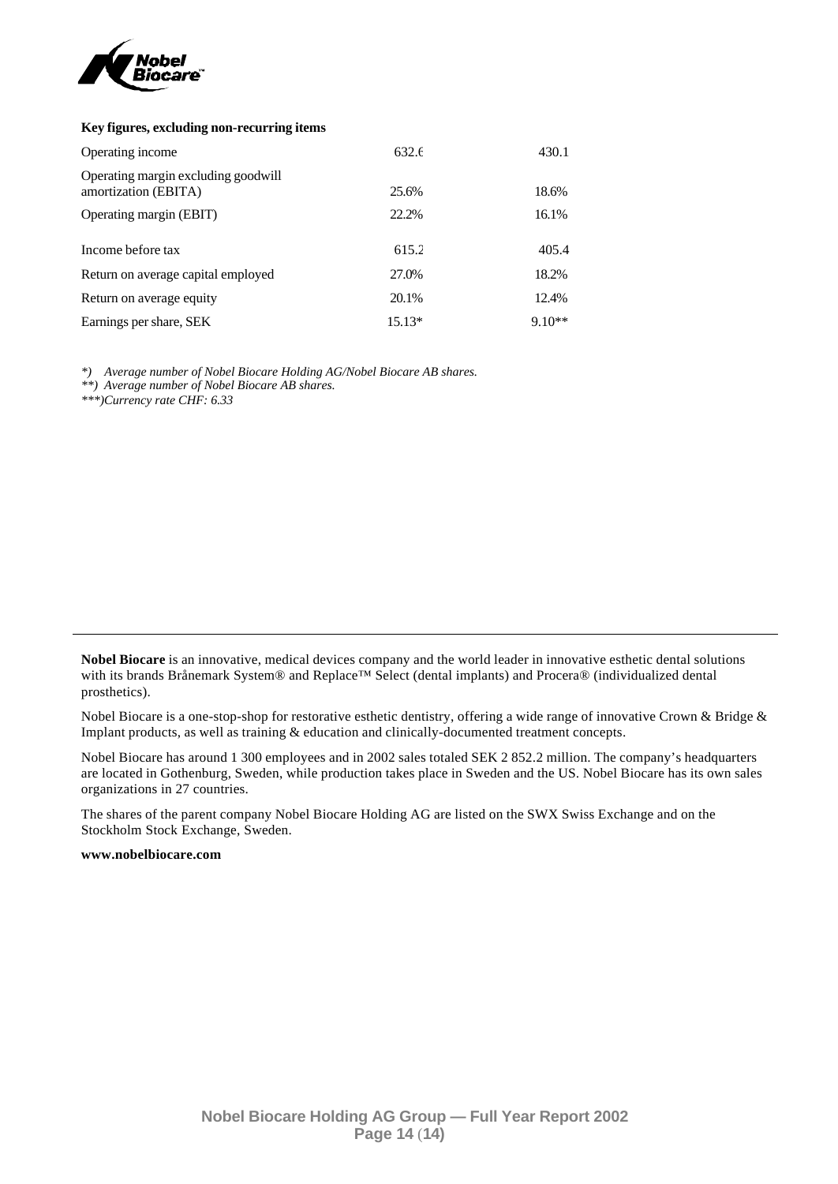**Key figures, excluding non-recurring items**

| | | |
|---|---|---|
| Operating income | 632.6 | 430.1 |
| Operating margin excluding goodwill amortization (EBITA) | 25.6% | 18.6% |
| Operating margin (EBIT) | 22.2% | 16.1% |
| Income before tax | 615.2 | 405.4 |
| Return on average capital employed | 27.0% | 18.2% |
| Return on average equity | 20.1% | 12.4% |
| Earnings per share, SEK | 15.13* | 9.10** |

*\*) Average number of Nobel Biocare Holding AG/Nobel Biocare AB shares.*
*\*\*) Average number of Nobel Biocare AB shares.*
*\*\*\*)Currency rate CHF: 6.33*

---

**Nobel Biocare** is an innovative, medical devices company and the world leader in innovative esthetic dental solutions with its brands Brånemark System® and Replace™ Select (dental implants) and Procera® (individualized dental prosthetics).

Nobel Biocare is a one-stop-shop for restorative esthetic dentistry, offering a wide range of innovative Crown & Bridge & Implant products, as well as training & education and clinically-documented treatment concepts.

Nobel Biocare has around 1 300 employees and in 2002 sales totaled SEK 2 852.2 million. The company's headquarters are located in Gothenburg, Sweden, while production takes place in Sweden and the US. Nobel Biocare has its own sales organizations in 27 countries.

The shares of the parent company Nobel Biocare Holding AG are listed on the SWX Swiss Exchange and on the Stockholm Stock Exchange, Sweden.

**www.nobelbiocare.com**